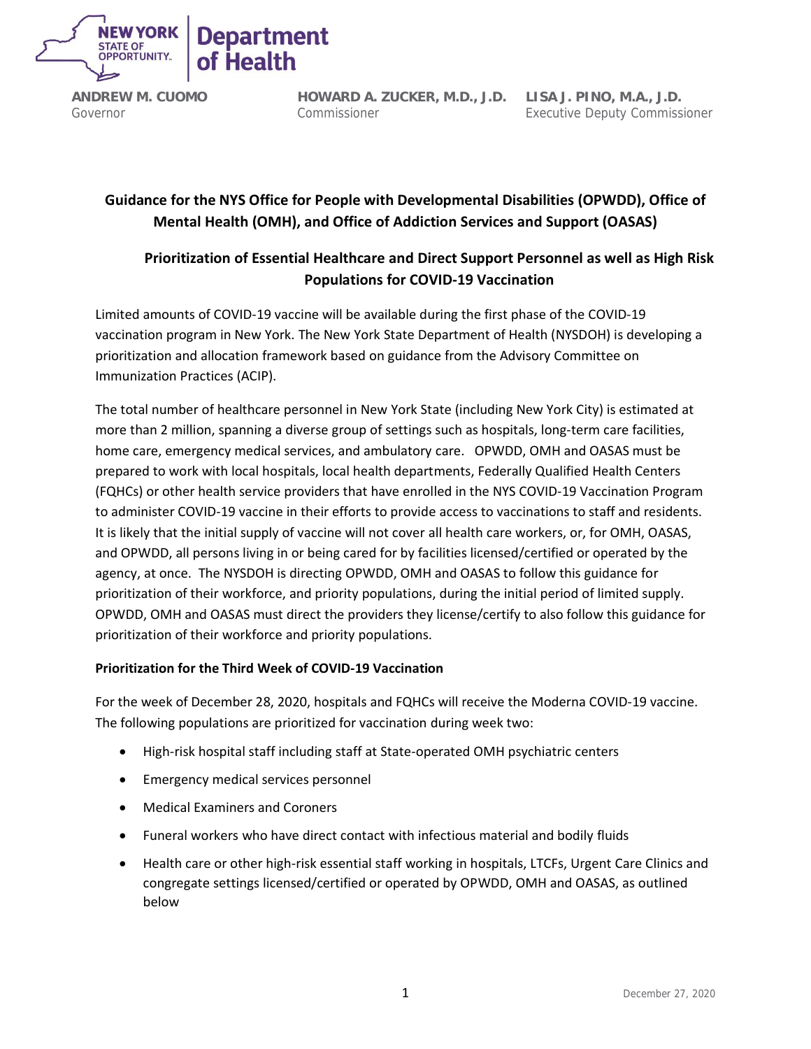NEW YORK STATE OF OPPORTUNITY. | Department of Health

**ANDREW M. CUOMO**
Governor

**HOWARD A. ZUCKER, M.D., J.D.**
Commissioner

**LISA J. PINO, M.A., J.D.**
Executive Deputy Commissioner

## Guidance for the NYS Office for People with Developmental Disabilities (OPWDD), Office of Mental Health (OMH), and Office of Addiction Services and Support (OASAS)

## Prioritization of Essential Healthcare and Direct Support Personnel as well as High Risk Populations for COVID-19 Vaccination

Limited amounts of COVID-19 vaccine will be available during the first phase of the COVID-19 vaccination program in New York. The New York State Department of Health (NYSDOH) is developing a prioritization and allocation framework based on guidance from the Advisory Committee on Immunization Practices (ACIP).

The total number of healthcare personnel in New York State (including New York City) is estimated at more than 2 million, spanning a diverse group of settings such as hospitals, long-term care facilities, home care, emergency medical services, and ambulatory care. OPWDD, OMH and OASAS must be prepared to work with local hospitals, local health departments, Federally Qualified Health Centers (FQHCs) or other health service providers that have enrolled in the NYS COVID-19 Vaccination Program to administer COVID-19 vaccine in their efforts to provide access to vaccinations to staff and residents. It is likely that the initial supply of vaccine will not cover all health care workers, or, for OMH, OASAS, and OPWDD, all persons living in or being cared for by facilities licensed/certified or operated by the agency, at once. The NYSDOH is directing OPWDD, OMH and OASAS to follow this guidance for prioritization of their workforce, and priority populations, during the initial period of limited supply. OPWDD, OMH and OASAS must direct the providers they license/certify to also follow this guidance for prioritization of their workforce and priority populations.

### Prioritization for the Third Week of COVID-19 Vaccination

For the week of December 28, 2020, hospitals and FQHCs will receive the Moderna COVID-19 vaccine. The following populations are prioritized for vaccination during week two:

- High-risk hospital staff including staff at State-operated OMH psychiatric centers
- Emergency medical services personnel
- Medical Examiners and Coroners
- Funeral workers who have direct contact with infectious material and bodily fluids
- Health care or other high-risk essential staff working in hospitals, LTCFs, Urgent Care Clinics and congregate settings licensed/certified or operated by OPWDD, OMH and OASAS, as outlined below

December 27, 2020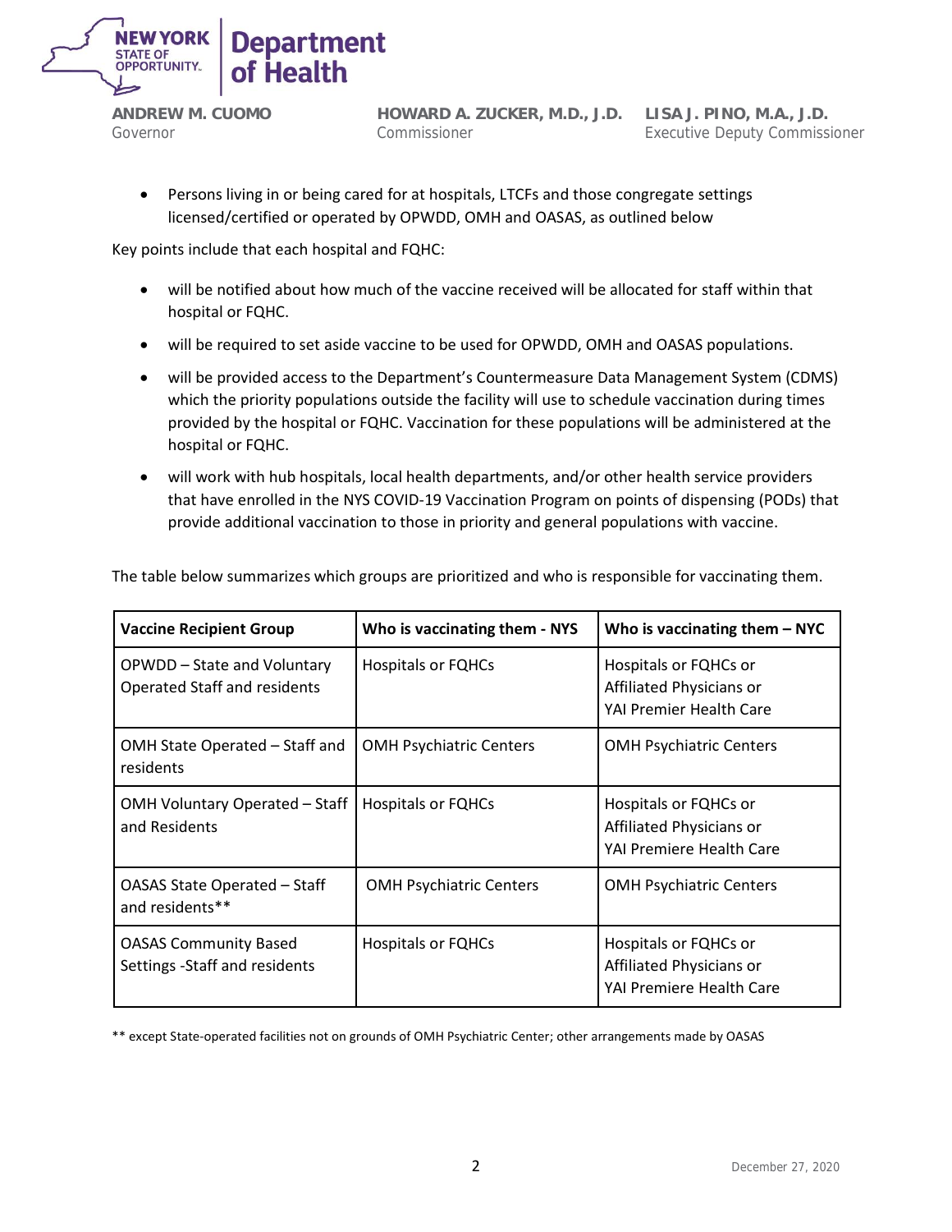- Persons living in or being cared for at hospitals, LTCFs and those congregate settings licensed/certified or operated by OPWDD, OMH and OASAS, as outlined below

Key points include that each hospital and FQHC:

- will be notified about how much of the vaccine received will be allocated for staff within that hospital or FQHC.
- will be required to set aside vaccine to be used for OPWDD, OMH and OASAS populations.
- will be provided access to the Department's Countermeasure Data Management System (CDMS) which the priority populations outside the facility will use to schedule vaccination during times provided by the hospital or FQHC. Vaccination for these populations will be administered at the hospital or FQHC.
- will work with hub hospitals, local health departments, and/or other health service providers that have enrolled in the NYS COVID-19 Vaccination Program on points of dispensing (PODs) that provide additional vaccination to those in priority and general populations with vaccine.

The table below summarizes which groups are prioritized and who is responsible for vaccinating them.

| Vaccine Recipient Group | Who is vaccinating them - NYS | Who is vaccinating them – NYC |
|---|---|---|
| OPWDD – State and Voluntary Operated Staff and residents | Hospitals or FQHCs | Hospitals or FQHCs or Affiliated Physicians or YAI Premier Health Care |
| OMH State Operated – Staff and residents | OMH Psychiatric Centers | OMH Psychiatric Centers |
| OMH Voluntary Operated – Staff and Residents | Hospitals or FQHCs | Hospitals or FQHCs or Affiliated Physicians or YAI Premiere Health Care |
| OASAS State Operated – Staff and residents** | OMH Psychiatric Centers | OMH Psychiatric Centers |
| OASAS Community Based Settings -Staff and residents | Hospitals or FQHCs | Hospitals or FQHCs or Affiliated Physicians or YAI Premiere Health Care |

** except State-operated facilities not on grounds of OMH Psychiatric Center; other arrangements made by OASAS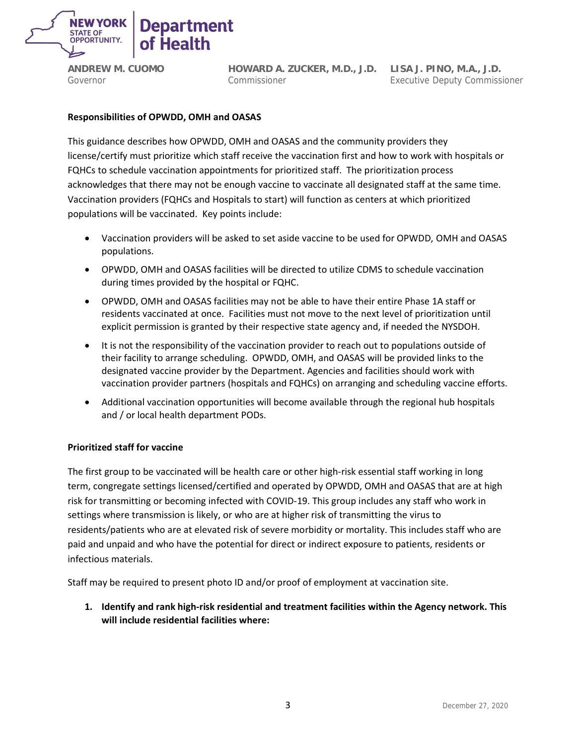**Responsibilities of OPWDD, OMH and OASAS**

This guidance describes how OPWDD, OMH and OASAS and the community providers they license/certify must prioritize which staff receive the vaccination first and how to work with hospitals or FQHCs to schedule vaccination appointments for prioritized staff. The prioritization process acknowledges that there may not be enough vaccine to vaccinate all designated staff at the same time. Vaccination providers (FQHCs and Hospitals to start) will function as centers at which prioritized populations will be vaccinated. Key points include:

- Vaccination providers will be asked to set aside vaccine to be used for OPWDD, OMH and OASAS populations.
- OPWDD, OMH and OASAS facilities will be directed to utilize CDMS to schedule vaccination during times provided by the hospital or FQHC.
- OPWDD, OMH and OASAS facilities may not be able to have their entire Phase 1A staff or residents vaccinated at once. Facilities must not move to the next level of prioritization until explicit permission is granted by their respective state agency and, if needed the NYSDOH.
- It is not the responsibility of the vaccination provider to reach out to populations outside of their facility to arrange scheduling. OPWDD, OMH, and OASAS will be provided links to the designated vaccine provider by the Department. Agencies and facilities should work with vaccination provider partners (hospitals and FQHCs) on arranging and scheduling vaccine efforts.
- Additional vaccination opportunities will become available through the regional hub hospitals and / or local health department PODs.

**Prioritized staff for vaccine**

The first group to be vaccinated will be health care or other high-risk essential staff working in long term, congregate settings licensed/certified and operated by OPWDD, OMH and OASAS that are at high risk for transmitting or becoming infected with COVID-19. This group includes any staff who work in settings where transmission is likely, or who are at higher risk of transmitting the virus to residents/patients who are at elevated risk of severe morbidity or mortality. This includes staff who are paid and unpaid and who have the potential for direct or indirect exposure to patients, residents or infectious materials.

Staff may be required to present photo ID and/or proof of employment at vaccination site.

1. **Identify and rank high-risk residential and treatment facilities within the Agency network. This will include residential facilities where:**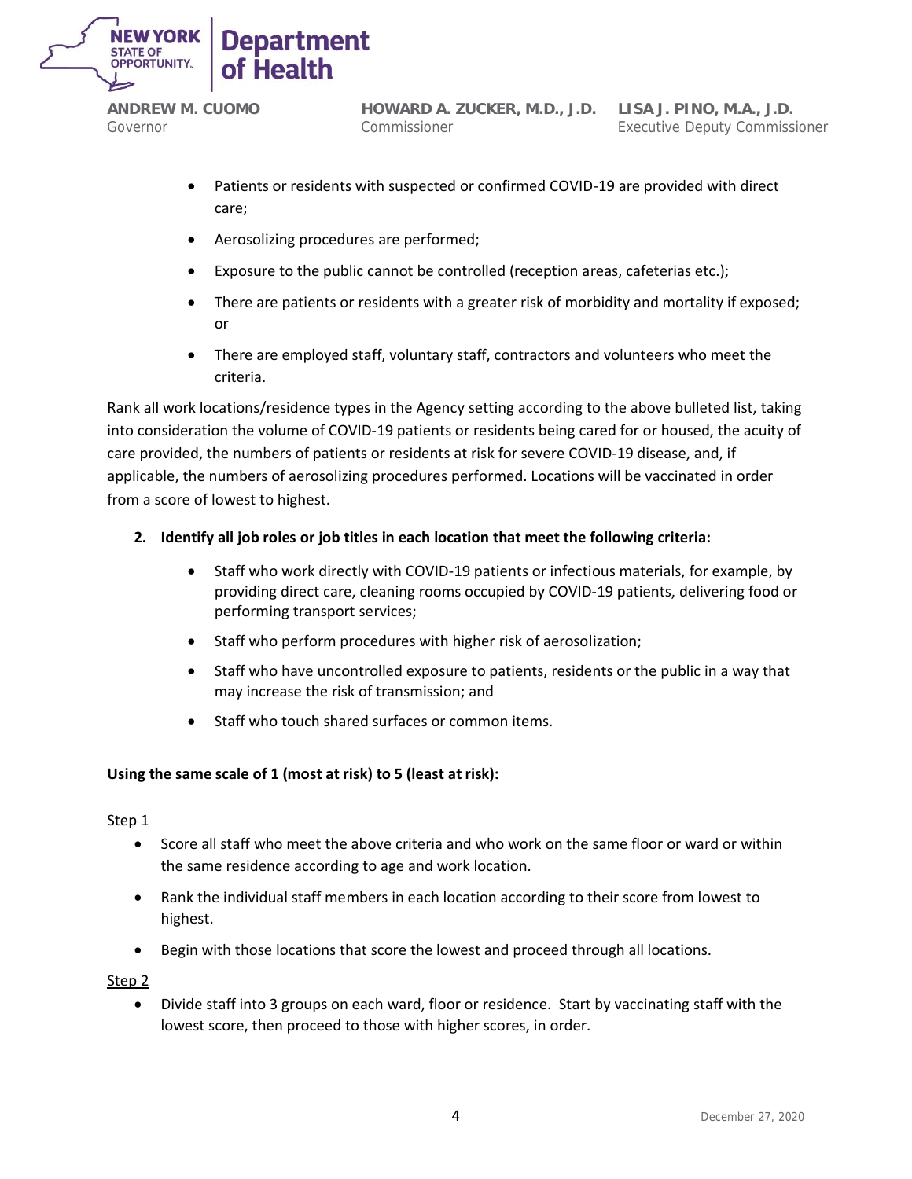- Patients or residents with suspected or confirmed COVID-19 are provided with direct care;
- Aerosolizing procedures are performed;
- Exposure to the public cannot be controlled (reception areas, cafeterias etc.);
- There are patients or residents with a greater risk of morbidity and mortality if exposed; or
- There are employed staff, voluntary staff, contractors and volunteers who meet the criteria.

Rank all work locations/residence types in the Agency setting according to the above bulleted list, taking into consideration the volume of COVID-19 patients or residents being cared for or housed, the acuity of care provided, the numbers of patients or residents at risk for severe COVID-19 disease, and, if applicable, the numbers of aerosolizing procedures performed. Locations will be vaccinated in order from a score of lowest to highest.

**2. Identify all job roles or job titles in each location that meet the following criteria:**

- Staff who work directly with COVID-19 patients or infectious materials, for example, by providing direct care, cleaning rooms occupied by COVID-19 patients, delivering food or performing transport services;
- Staff who perform procedures with higher risk of aerosolization;
- Staff who have uncontrolled exposure to patients, residents or the public in a way that may increase the risk of transmission; and
- Staff who touch shared surfaces or common items.

**Using the same scale of 1 (most at risk) to 5 (least at risk):**

Step 1

- Score all staff who meet the above criteria and who work on the same floor or ward or within the same residence according to age and work location.
- Rank the individual staff members in each location according to their score from lowest to highest.
- Begin with those locations that score the lowest and proceed through all locations.

Step 2

- Divide staff into 3 groups on each ward, floor or residence. Start by vaccinating staff with the lowest score, then proceed to those with higher scores, in order.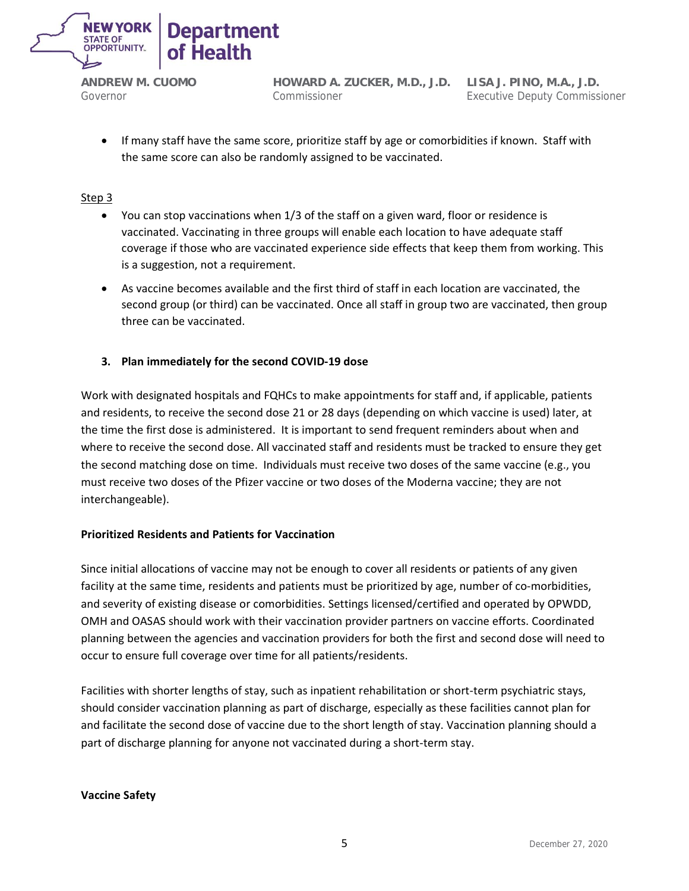- If many staff have the same score, prioritize staff by age or comorbidities if known. Staff with the same score can also be randomly assigned to be vaccinated.

Step 3

- You can stop vaccinations when 1/3 of the staff on a given ward, floor or residence is vaccinated. Vaccinating in three groups will enable each location to have adequate staff coverage if those who are vaccinated experience side effects that keep them from working. This is a suggestion, not a requirement.
- As vaccine becomes available and the first third of staff in each location are vaccinated, the second group (or third) can be vaccinated. Once all staff in group two are vaccinated, then group three can be vaccinated.

**3. Plan immediately for the second COVID-19 dose**

Work with designated hospitals and FQHCs to make appointments for staff and, if applicable, patients and residents, to receive the second dose 21 or 28 days (depending on which vaccine is used) later, at the time the first dose is administered. It is important to send frequent reminders about when and where to receive the second dose. All vaccinated staff and residents must be tracked to ensure they get the second matching dose on time. Individuals must receive two doses of the same vaccine (e.g., you must receive two doses of the Pfizer vaccine or two doses of the Moderna vaccine; they are not interchangeable).

**Prioritized Residents and Patients for Vaccination**

Since initial allocations of vaccine may not be enough to cover all residents or patients of any given facility at the same time, residents and patients must be prioritized by age, number of co-morbidities, and severity of existing disease or comorbidities. Settings licensed/certified and operated by OPWDD, OMH and OASAS should work with their vaccination provider partners on vaccine efforts. Coordinated planning between the agencies and vaccination providers for both the first and second dose will need to occur to ensure full coverage over time for all patients/residents.

Facilities with shorter lengths of stay, such as inpatient rehabilitation or short-term psychiatric stays, should consider vaccination planning as part of discharge, especially as these facilities cannot plan for and facilitate the second dose of vaccine due to the short length of stay. Vaccination planning should a part of discharge planning for anyone not vaccinated during a short-term stay.

**Vaccine Safety**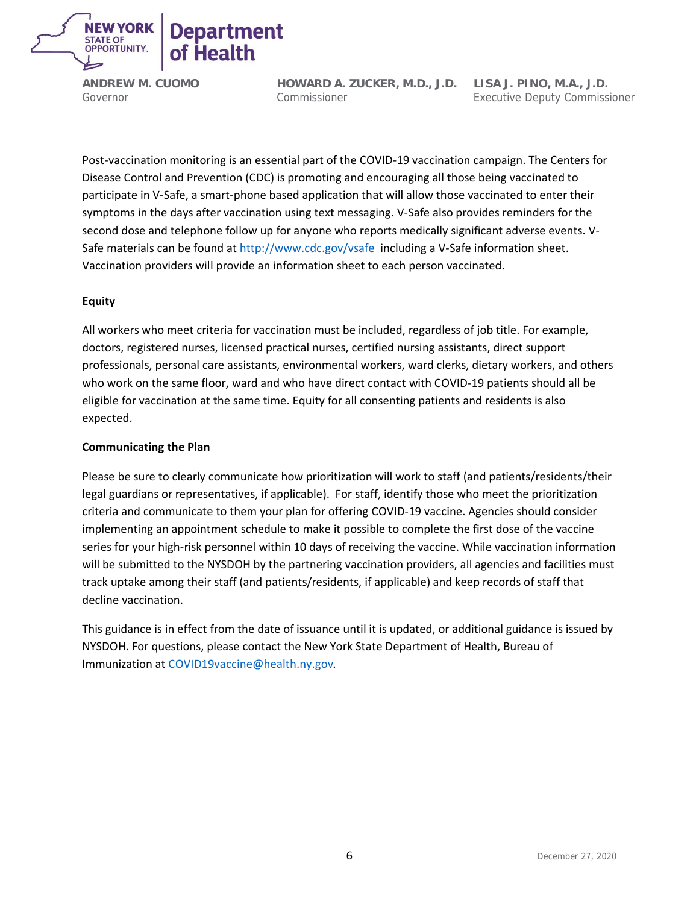Post-vaccination monitoring is an essential part of the COVID-19 vaccination campaign. The Centers for Disease Control and Prevention (CDC) is promoting and encouraging all those being vaccinated to participate in V-Safe, a smart-phone based application that will allow those vaccinated to enter their symptoms in the days after vaccination using text messaging. V-Safe also provides reminders for the second dose and telephone follow up for anyone who reports medically significant adverse events. V-Safe materials can be found at [http://www.cdc.gov/vsafe](http://www.cdc.gov/vsafe) including a V-Safe information sheet. Vaccination providers will provide an information sheet to each person vaccinated.

**Equity**

All workers who meet criteria for vaccination must be included, regardless of job title. For example, doctors, registered nurses, licensed practical nurses, certified nursing assistants, direct support professionals, personal care assistants, environmental workers, ward clerks, dietary workers, and others who work on the same floor, ward and who have direct contact with COVID-19 patients should all be eligible for vaccination at the same time. Equity for all consenting patients and residents is also expected.

**Communicating the Plan**

Please be sure to clearly communicate how prioritization will work to staff (and patients/residents/their legal guardians or representatives, if applicable). For staff, identify those who meet the prioritization criteria and communicate to them your plan for offering COVID-19 vaccine. Agencies should consider implementing an appointment schedule to make it possible to complete the first dose of the vaccine series for your high-risk personnel within 10 days of receiving the vaccine. While vaccination information will be submitted to the NYSDOH by the partnering vaccination providers, all agencies and facilities must track uptake among their staff (and patients/residents, if applicable) and keep records of staff that decline vaccination.

This guidance is in effect from the date of issuance until it is updated, or additional guidance is issued by NYSDOH. For questions, please contact the New York State Department of Health, Bureau of Immunization at [COVID19vaccine@health.ny.gov](mailto:COVID19vaccine@health.ny.gov).